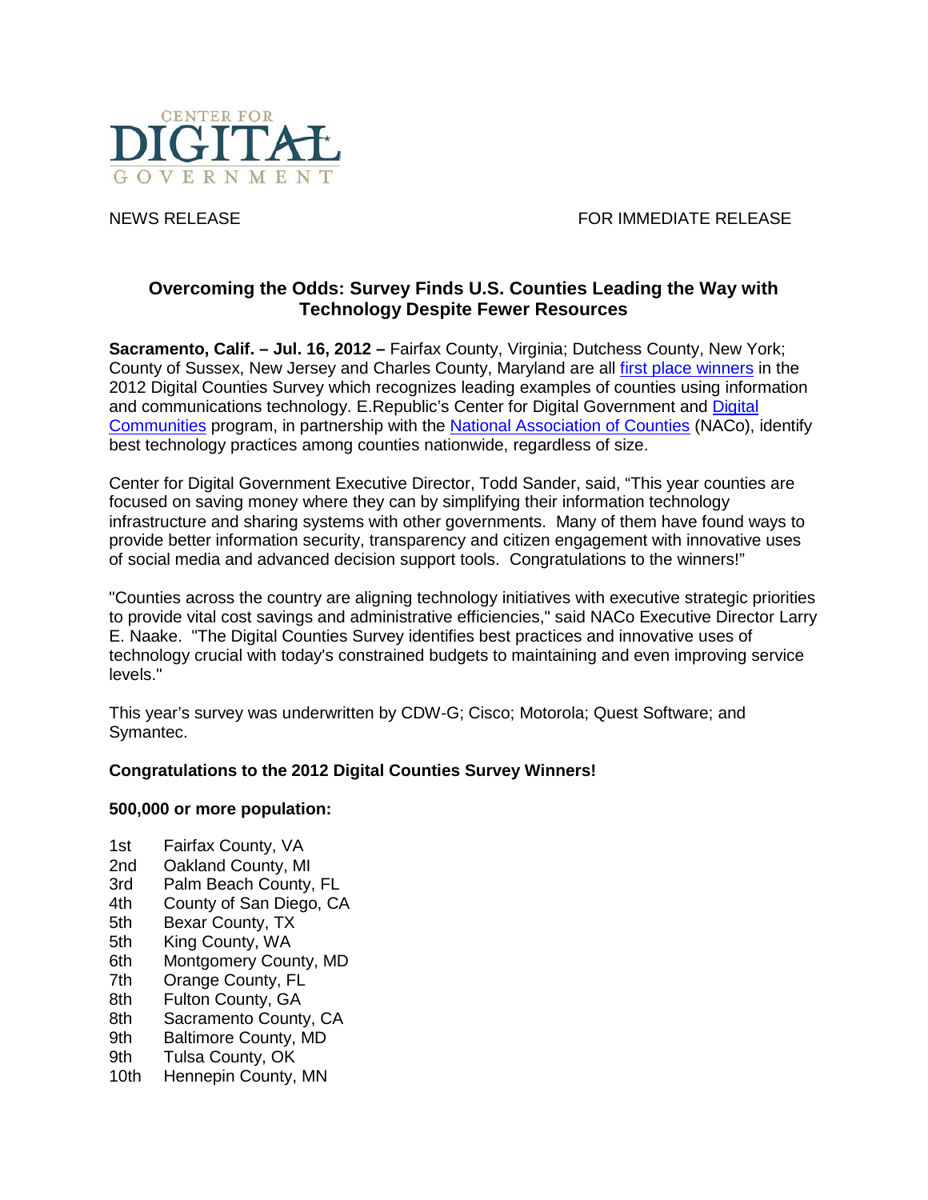CENTER FOR DIGITAL GOVERNMENT

NEWS RELEASE FOR IMMEDIATE RELEASE

## Overcoming the Odds: Survey Finds U.S. Counties Leading the Way with Technology Despite Fewer Resources

**Sacramento, Calif. – Jul. 16, 2012 –** Fairfax County, Virginia; Dutchess County, New York; County of Sussex, New Jersey and Charles County, Maryland are all first place winners in the 2012 Digital Counties Survey which recognizes leading examples of counties using information and communications technology. E.Republic's Center for Digital Government and Digital Communities program, in partnership with the National Association of Counties (NACo), identify best technology practices among counties nationwide, regardless of size.

Center for Digital Government Executive Director, Todd Sander, said, "This year counties are focused on saving money where they can by simplifying their information technology infrastructure and sharing systems with other governments. Many of them have found ways to provide better information security, transparency and citizen engagement with innovative uses of social media and advanced decision support tools. Congratulations to the winners!"

"Counties across the country are aligning technology initiatives with executive strategic priorities to provide vital cost savings and administrative efficiencies," said NACo Executive Director Larry E. Naake. "The Digital Counties Survey identifies best practices and innovative uses of technology crucial with today's constrained budgets to maintaining and even improving service levels."

This year's survey was underwritten by CDW-G; Cisco; Motorola; Quest Software; and Symantec.

**Congratulations to the 2012 Digital Counties Survey Winners!**

**500,000 or more population:**

1st Fairfax County, VA
2nd Oakland County, MI
3rd Palm Beach County, FL
4th County of San Diego, CA
5th Bexar County, TX
5th King County, WA
6th Montgomery County, MD
7th Orange County, FL
8th Fulton County, GA
8th Sacramento County, CA
9th Baltimore County, MD
9th Tulsa County, OK
10th Hennepin County, MN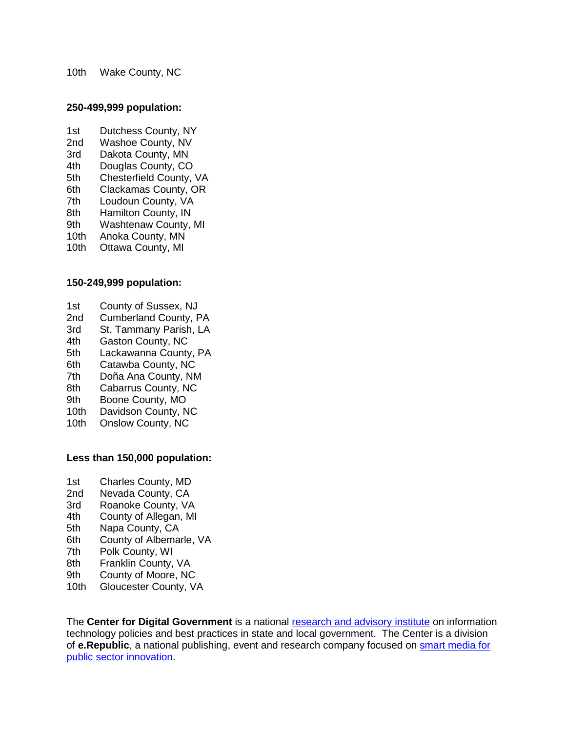10th Wake County, NC

**250-499,999 population:**

1st Dutchess County, NY
2nd Washoe County, NV
3rd Dakota County, MN
4th Douglas County, CO
5th Chesterfield County, VA
6th Clackamas County, OR
7th Loudoun County, VA
8th Hamilton County, IN
9th Washtenaw County, MI
10th Anoka County, MN
10th Ottawa County, MI

**150-249,999 population:**

1st County of Sussex, NJ
2nd Cumberland County, PA
3rd St. Tammany Parish, LA
4th Gaston County, NC
5th Lackawanna County, PA
6th Catawba County, NC
7th Doña Ana County, NM
8th Cabarrus County, NC
9th Boone County, MO
10th Davidson County, NC
10th Onslow County, NC

**Less than 150,000 population:**

1st Charles County, MD
2nd Nevada County, CA
3rd Roanoke County, VA
4th County of Allegan, MI
5th Napa County, CA
6th County of Albemarle, VA
7th Polk County, WI
8th Franklin County, VA
9th County of Moore, NC
10th Gloucester County, VA

The **Center for Digital Government** is a national research and advisory institute on information technology policies and best practices in state and local government. The Center is a division of **e.Republic**, a national publishing, event and research company focused on smart media for public sector innovation.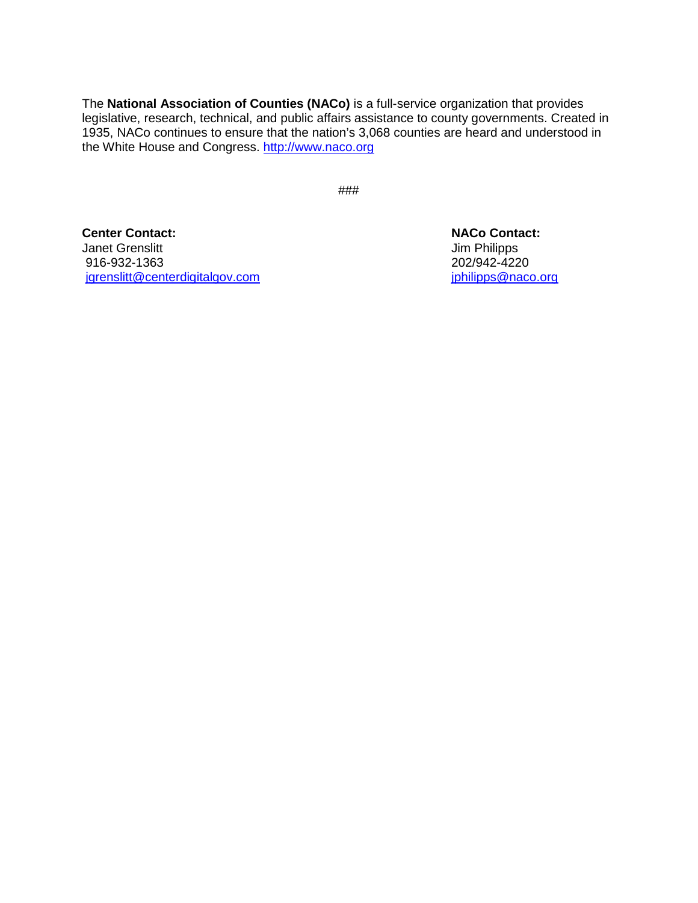The **National Association of Counties (NACo)** is a full-service organization that provides legislative, research, technical, and public affairs assistance to county governments. Created in 1935, NACo continues to ensure that the nation's 3,068 counties are heard and understood in the White House and Congress. http://www.naco.org

###

**Center Contact:**
Janet Grenslitt
916-932-1363
jgrenslitt@centerdigitalgov.com

**NACo Contact:**
Jim Philipps
202/942-4220
jphilipps@naco.org